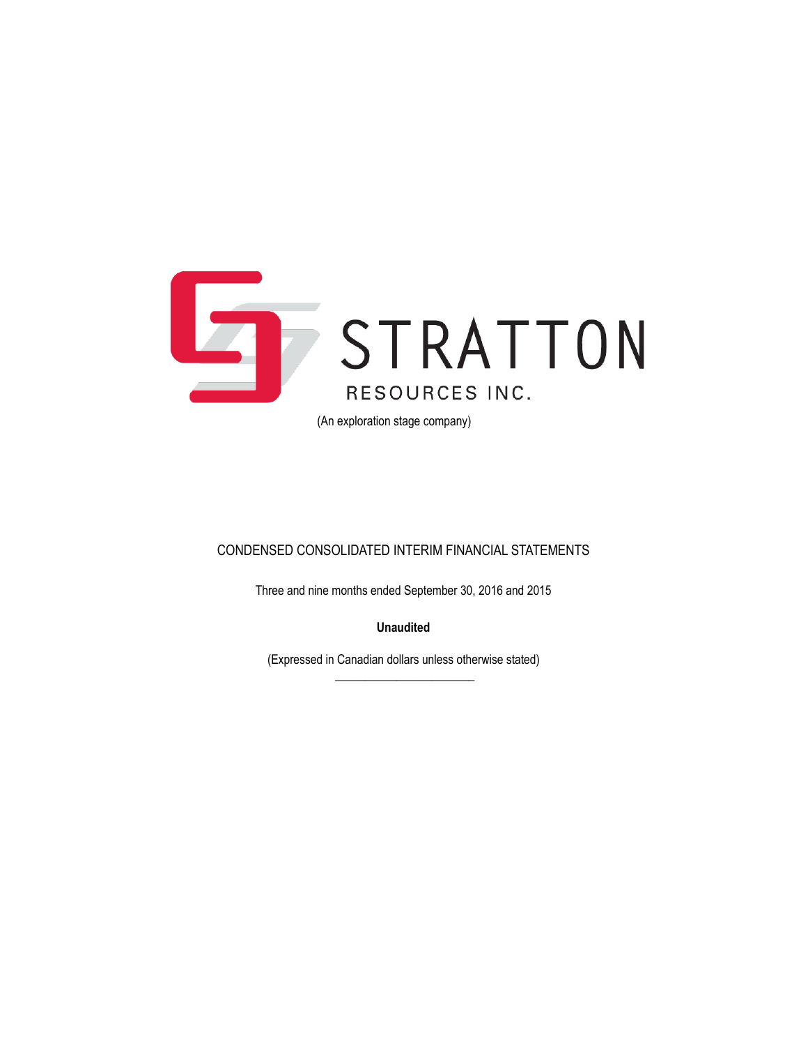# STRATTON

RESOURCES INC.

(An exploration stage company)

CONDENSED CONSOLIDATED INTERIM FINANCIAL STATEMENTS

Three and nine months ended September 30, 2016 and 2015

**Unaudited**

(Expressed in Canadian dollars unless otherwise stated)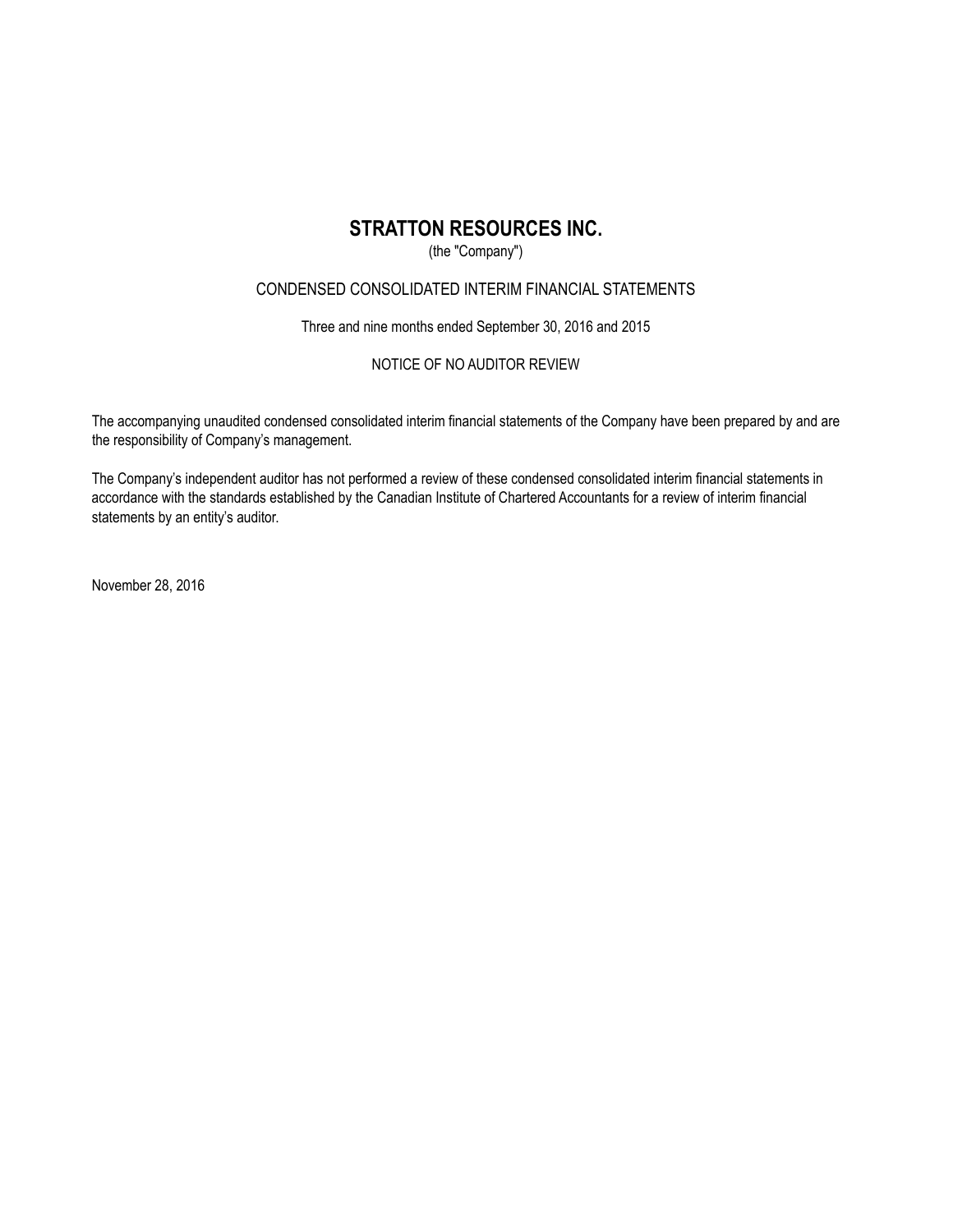# STRATTON RESOURCES INC.

(the "Company")

## CONDENSED CONSOLIDATED INTERIM FINANCIAL STATEMENTS

Three and nine months ended September 30, 2016 and 2015

NOTICE OF NO AUDITOR REVIEW

The accompanying unaudited condensed consolidated interim financial statements of the Company have been prepared by and are the responsibility of Company's management.

The Company's independent auditor has not performed a review of these condensed consolidated interim financial statements in accordance with the standards established by the Canadian Institute of Chartered Accountants for a review of interim financial statements by an entity's auditor.

November 28, 2016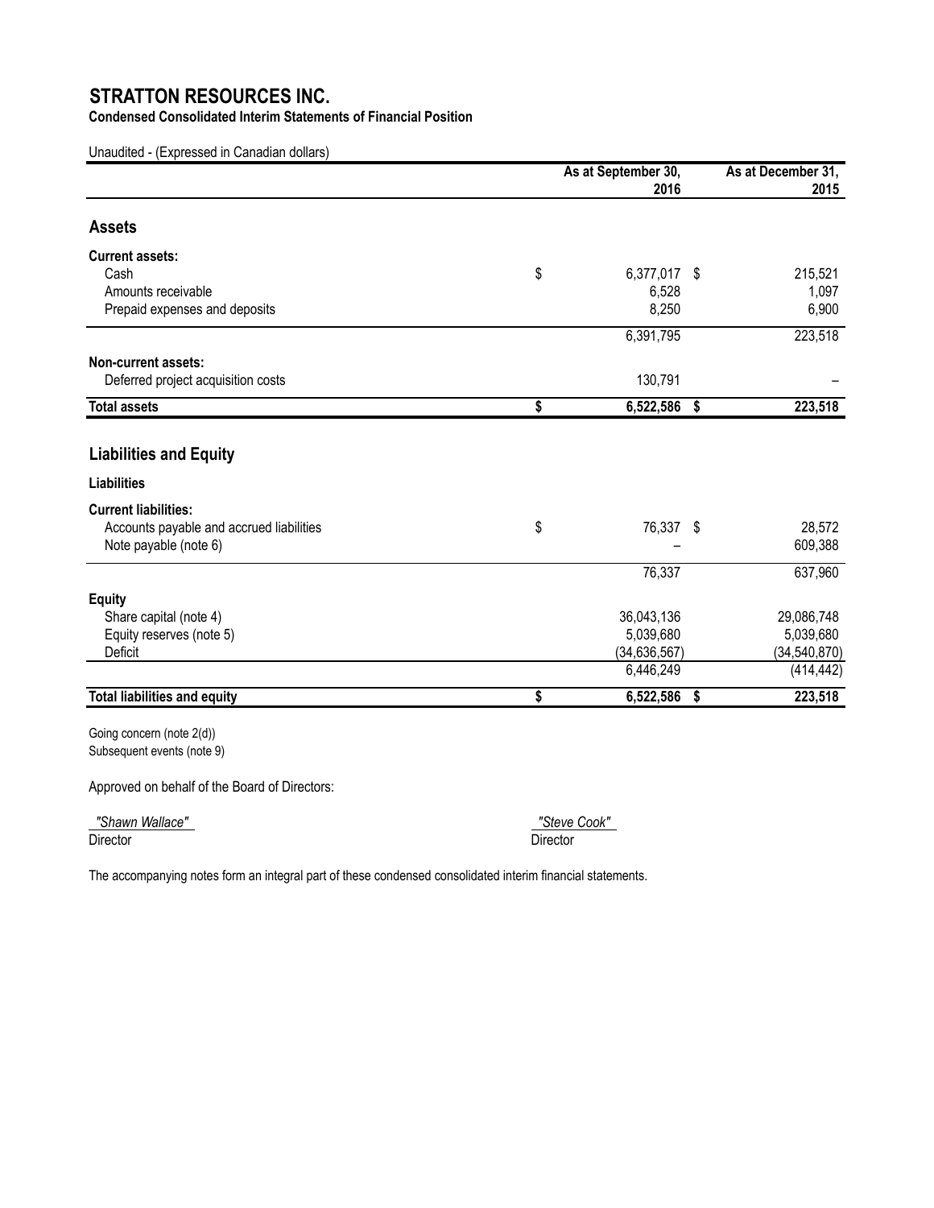# STRATTON RESOURCES INC.

**Condensed Consolidated Interim Statements of Financial Position**

Unaudited - (Expressed in Canadian dollars)

| | As at September 30, 2016 | As at December 31, 2015 |
|---|---|---|
| **Assets** | | |
| **Current assets:** | | |
| Cash | $ 6,377,017 | $ 215,521 |
| Amounts receivable | 6,528 | 1,097 |
| Prepaid expenses and deposits | 8,250 | 6,900 |
| | 6,391,795 | 223,518 |
| **Non-current assets:** | | |
| Deferred project acquisition costs | 130,791 | – |
| **Total assets** | **$ 6,522,586** | **$ 223,518** |
| **Liabilities and Equity** | | |
| **Liabilities** | | |
| **Current liabilities:** | | |
| Accounts payable and accrued liabilities | $ 76,337 | $ 28,572 |
| Note payable (note 6) | – | 609,388 |
| | 76,337 | 637,960 |
| **Equity** | | |
| Share capital (note 4) | 36,043,136 | 29,086,748 |
| Equity reserves (note 5) | 5,039,680 | 5,039,680 |
| Deficit | (34,636,567) | (34,540,870) |
| | 6,446,249 | (414,442) |
| **Total liabilities and equity** | **$ 6,522,586** | **$ 223,518** |

Going concern (note 2(d))
Subsequent events (note 9)

Approved on behalf of the Board of Directors:

*"Shawn Wallace"*
Director

*"Steve Cook"*
Director

The accompanying notes form an integral part of these condensed consolidated interim financial statements.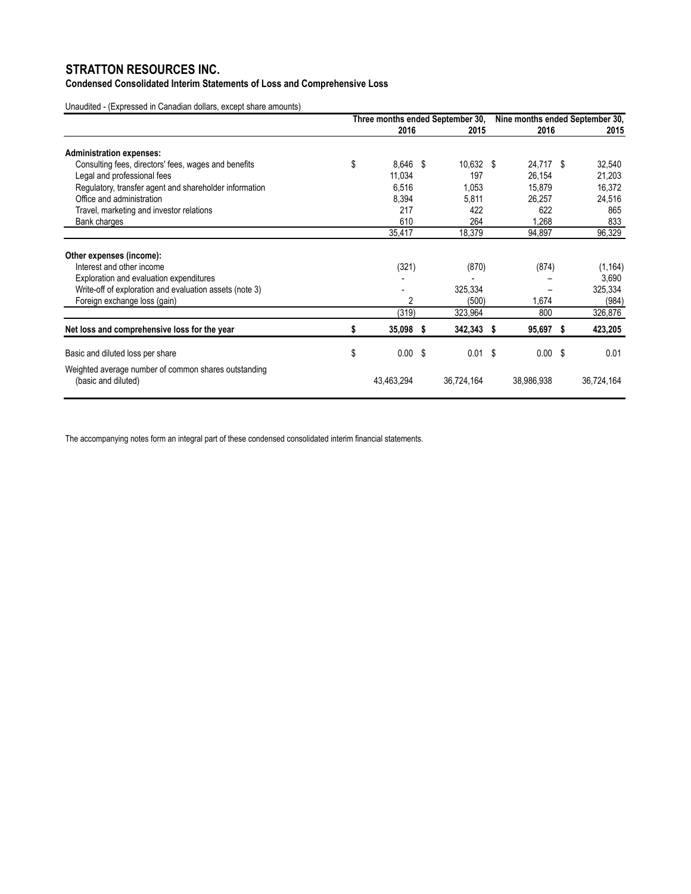# STRATTON RESOURCES INC.

**Condensed Consolidated Interim Statements of Loss and Comprehensive Loss**

Unaudited - (Expressed in Canadian dollars, except share amounts)

| | Three months ended September 30, | | Nine months ended September 30, | |
|---|---|---|---|---|
| | 2016 | 2015 | 2016 | 2015 |
| **Administration expenses:** | | | | |
| Consulting fees, directors' fees, wages and benefits | $ 8,646 | $ 10,632 | $ 24,717 | $ 32,540 |
| Legal and professional fees | 11,034 | 197 | 26,154 | 21,203 |
| Regulatory, transfer agent and shareholder information | 6,516 | 1,053 | 15,879 | 16,372 |
| Office and administration | 8,394 | 5,811 | 26,257 | 24,516 |
| Travel, marketing and investor relations | 217 | 422 | 622 | 865 |
| Bank charges | 610 | 264 | 1,268 | 833 |
| | 35,417 | 18,379 | 94,897 | 96,329 |
| **Other expenses (income):** | | | | |
| Interest and other income | (321) | (870) | (874) | (1,164) |
| Exploration and evaluation expenditures | - | - | – | 3,690 |
| Write-off of exploration and evaluation assets (note 3) | - | 325,334 | – | 325,334 |
| Foreign exchange loss (gain) | 2 | (500) | 1,674 | (984) |
| | (319) | 323,964 | 800 | 326,876 |
| **Net loss and comprehensive loss for the year** | **$ 35,098** | **$ 342,343** | **$ 95,697** | **$ 423,205** |
| Basic and diluted loss per share | $ 0.00 | $ 0.01 | $ 0.00 | $ 0.01 |
| Weighted average number of common shares outstanding (basic and diluted) | 43,463,294 | 36,724,164 | 38,986,938 | 36,724,164 |

The accompanying notes form an integral part of these condensed consolidated interim financial statements.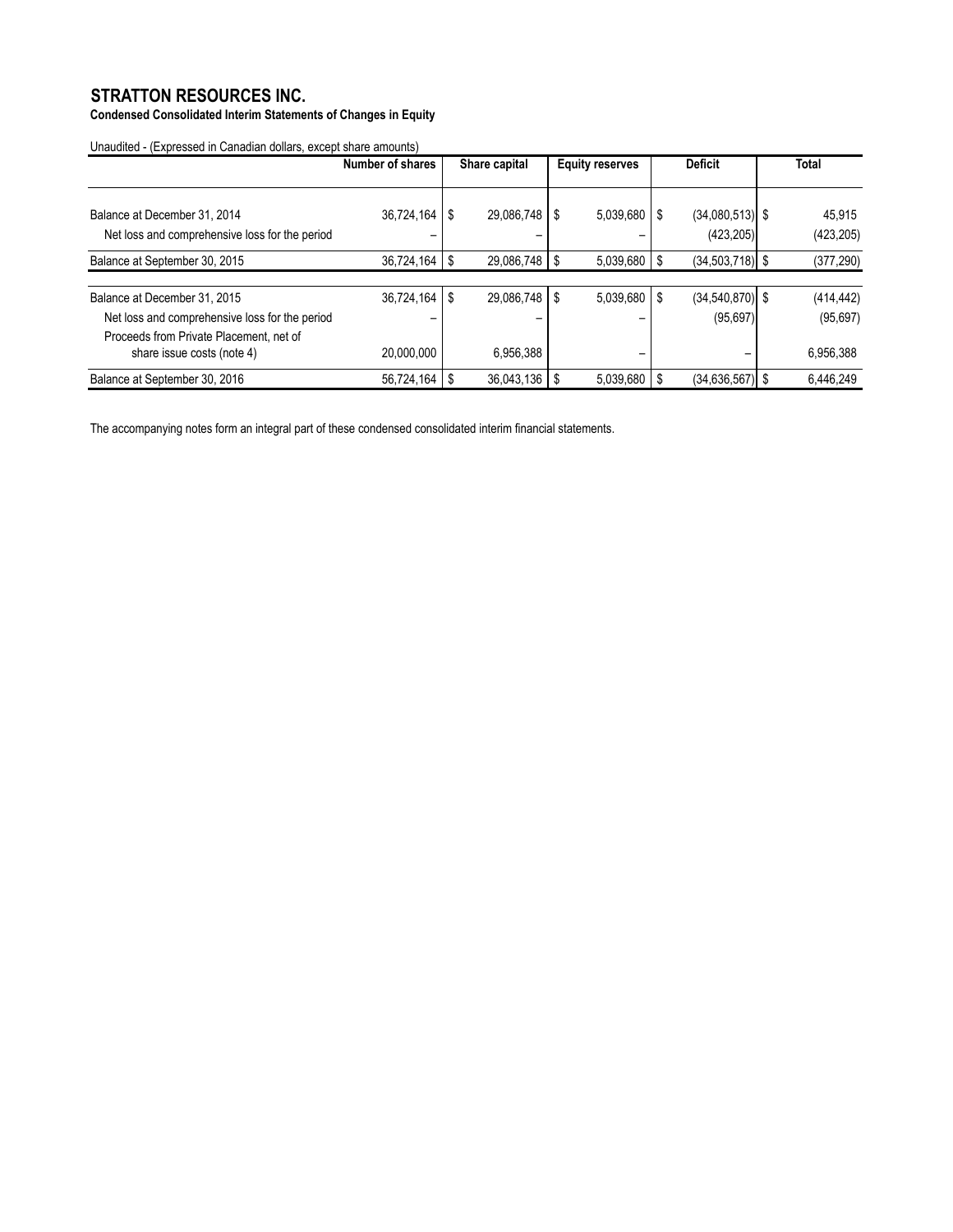# STRATTON RESOURCES INC.

**Condensed Consolidated Interim Statements of Changes in Equity**

Unaudited - (Expressed in Canadian dollars, except share amounts)

| | Number of shares | Share capital | Equity reserves | Deficit | Total |
|---|---|---|---|---|---|
| Balance at December 31, 2014 | 36,724,164 | $ 29,086,748 | $ 5,039,680 | $ (34,080,513) | $ 45,915 |
| Net loss and comprehensive loss for the period | – | – | – | (423,205) | (423,205) |
| Balance at September 30, 2015 | 36,724,164 | $ 29,086,748 | $ 5,039,680 | $ (34,503,718) | $ (377,290) |
| | | | | | |
| Balance at December 31, 2015 | 36,724,164 | $ 29,086,748 | $ 5,039,680 | $ (34,540,870) | $ (414,442) |
| Net loss and comprehensive loss for the period | – | – | – | (95,697) | (95,697) |
| Proceeds from Private Placement, net of share issue costs (note 4) | 20,000,000 | 6,956,388 | – | – | 6,956,388 |
| Balance at September 30, 2016 | 56,724,164 | $ 36,043,136 | $ 5,039,680 | $ (34,636,567) | $ 6,446,249 |

The accompanying notes form an integral part of these condensed consolidated interim financial statements.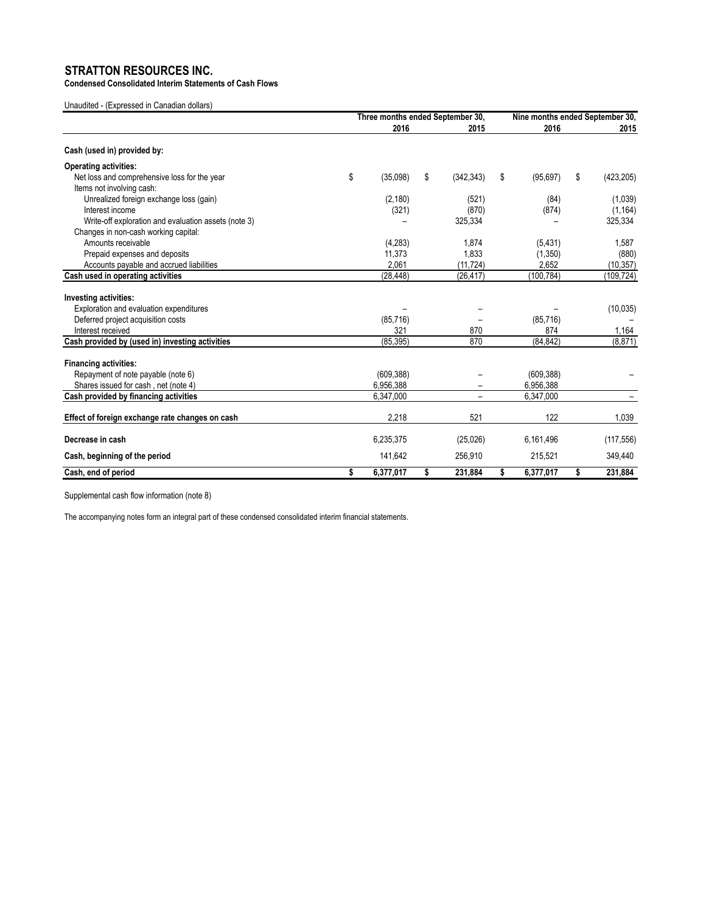# STRATTON RESOURCES INC.

**Condensed Consolidated Interim Statements of Cash Flows**

Unaudited - (Expressed in Canadian dollars)

| | Three months ended September 30, | | Nine months ended September 30, | |
|---|---|---|---|---|
| | 2016 | 2015 | 2016 | 2015 |
| **Cash (used in) provided by:** | | | | |
| **Operating activities:** | | | | |
| Net loss and comprehensive loss for the year | $ (35,098) | $ (342,343) | $ (95,697) | $ (423,205) |
| Items not involving cash: | | | | |
| Unrealized foreign exchange loss (gain) | (2,180) | (521) | (84) | (1,039) |
| Interest income | (321) | (870) | (874) | (1,164) |
| Write-off exploration and evaluation assets (note 3) | – | 325,334 | – | 325,334 |
| Changes in non-cash working capital: | | | | |
| Amounts receivable | (4,283) | 1,874 | (5,431) | 1,587 |
| Prepaid expenses and deposits | 11,373 | 1,833 | (1,350) | (880) |
| Accounts payable and accrued liabilities | 2,061 | (11,724) | 2,652 | (10,357) |
| **Cash used in operating activities** | (28,448) | (26,417) | (100,784) | (109,724) |
| **Investing activities:** | | | | |
| Exploration and evaluation expenditures | – | – | – | (10,035) |
| Deferred project acquisition costs | (85,716) | – | (85,716) | – |
| Interest received | 321 | 870 | 874 | 1,164 |
| **Cash provided by (used in) investing activities** | (85,395) | 870 | (84,842) | (8,871) |
| **Financing activities:** | | | | |
| Repayment of note payable (note 6) | (609,388) | – | (609,388) | – |
| Shares issued for cash , net (note 4) | 6,956,388 | – | 6,956,388 | |
| **Cash provided by financing activities** | 6,347,000 | – | 6,347,000 | – |
| **Effect of foreign exchange rate changes on cash** | 2,218 | 521 | 122 | 1,039 |
| **Decrease in cash** | 6,235,375 | (25,026) | 6,161,496 | (117,556) |
| **Cash, beginning of the period** | 141,642 | 256,910 | 215,521 | 349,440 |
| **Cash, end of period** | **$ 6,377,017** | **$ 231,884** | **$ 6,377,017** | **$ 231,884** |

Supplemental cash flow information (note 8)

The accompanying notes form an integral part of these condensed consolidated interim financial statements.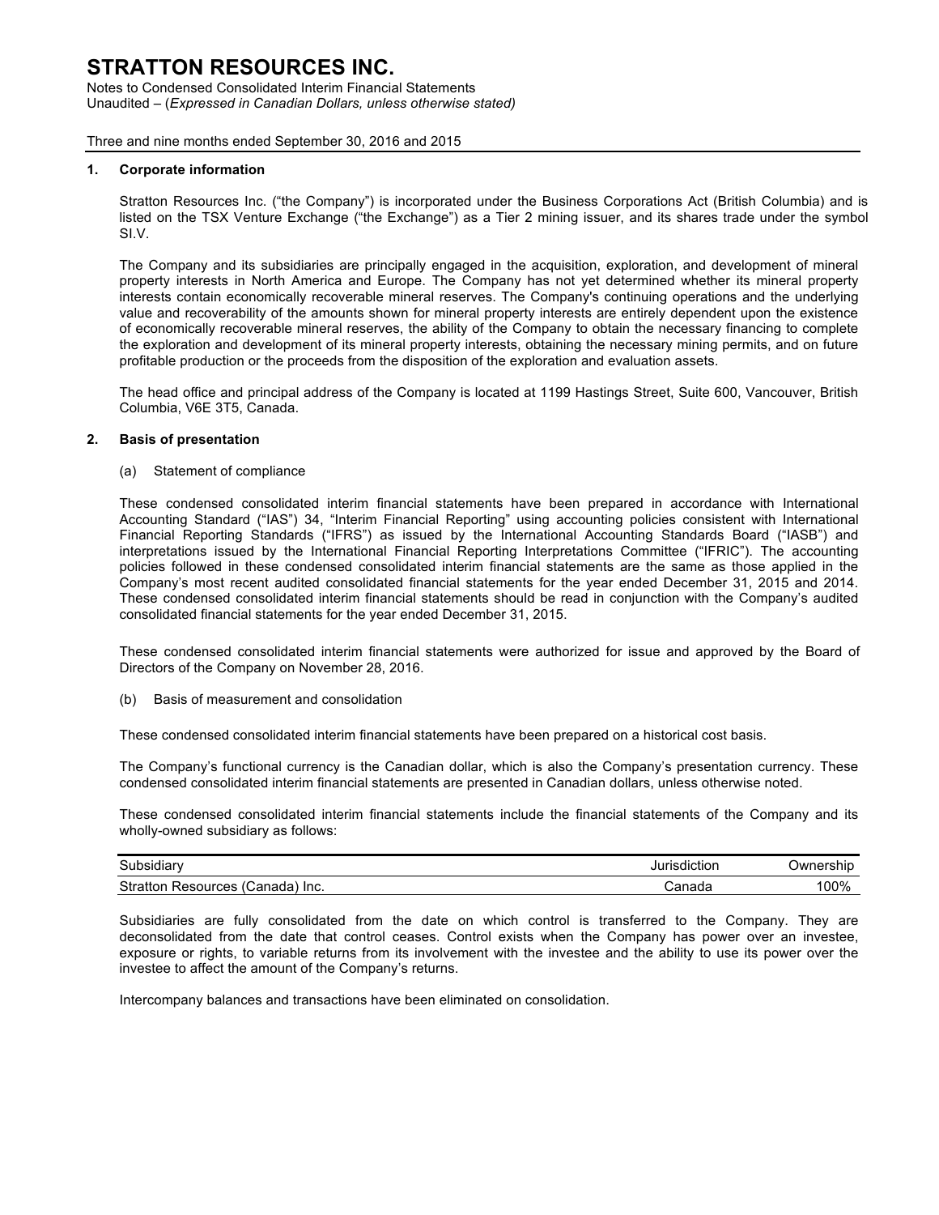# STRATTON RESOURCES INC.

Notes to Condensed Consolidated Interim Financial Statements
Unaudited – (*Expressed in Canadian Dollars, unless otherwise stated)*

Three and nine months ended September 30, 2016 and 2015

## 1. Corporate information

Stratton Resources Inc. ("the Company") is incorporated under the Business Corporations Act (British Columbia) and is listed on the TSX Venture Exchange ("the Exchange") as a Tier 2 mining issuer, and its shares trade under the symbol SI.V.

The Company and its subsidiaries are principally engaged in the acquisition, exploration, and development of mineral property interests in North America and Europe. The Company has not yet determined whether its mineral property interests contain economically recoverable mineral reserves. The Company's continuing operations and the underlying value and recoverability of the amounts shown for mineral property interests are entirely dependent upon the existence of economically recoverable mineral reserves, the ability of the Company to obtain the necessary financing to complete the exploration and development of its mineral property interests, obtaining the necessary mining permits, and on future profitable production or the proceeds from the disposition of the exploration and evaluation assets.

The head office and principal address of the Company is located at 1199 Hastings Street, Suite 600, Vancouver, British Columbia, V6E 3T5, Canada.

## 2. Basis of presentation

(a) Statement of compliance

These condensed consolidated interim financial statements have been prepared in accordance with International Accounting Standard ("IAS") 34, "Interim Financial Reporting" using accounting policies consistent with International Financial Reporting Standards ("IFRS") as issued by the International Accounting Standards Board ("IASB") and interpretations issued by the International Financial Reporting Interpretations Committee ("IFRIC"). The accounting policies followed in these condensed consolidated interim financial statements are the same as those applied in the Company's most recent audited consolidated financial statements for the year ended December 31, 2015 and 2014. These condensed consolidated interim financial statements should be read in conjunction with the Company's audited consolidated financial statements for the year ended December 31, 2015.

These condensed consolidated interim financial statements were authorized for issue and approved by the Board of Directors of the Company on November 28, 2016.

(b) Basis of measurement and consolidation

These condensed consolidated interim financial statements have been prepared on a historical cost basis.

The Company's functional currency is the Canadian dollar, which is also the Company's presentation currency. These condensed consolidated interim financial statements are presented in Canadian dollars, unless otherwise noted.

These condensed consolidated interim financial statements include the financial statements of the Company and its wholly-owned subsidiary as follows:

| Subsidiary | Jurisdiction | Ownership |
|---|---|---|
| Stratton Resources (Canada) Inc. | Canada | 100% |

Subsidiaries are fully consolidated from the date on which control is transferred to the Company. They are deconsolidated from the date that control ceases. Control exists when the Company has power over an investee, exposure or rights, to variable returns from its involvement with the investee and the ability to use its power over the investee to affect the amount of the Company's returns.

Intercompany balances and transactions have been eliminated on consolidation.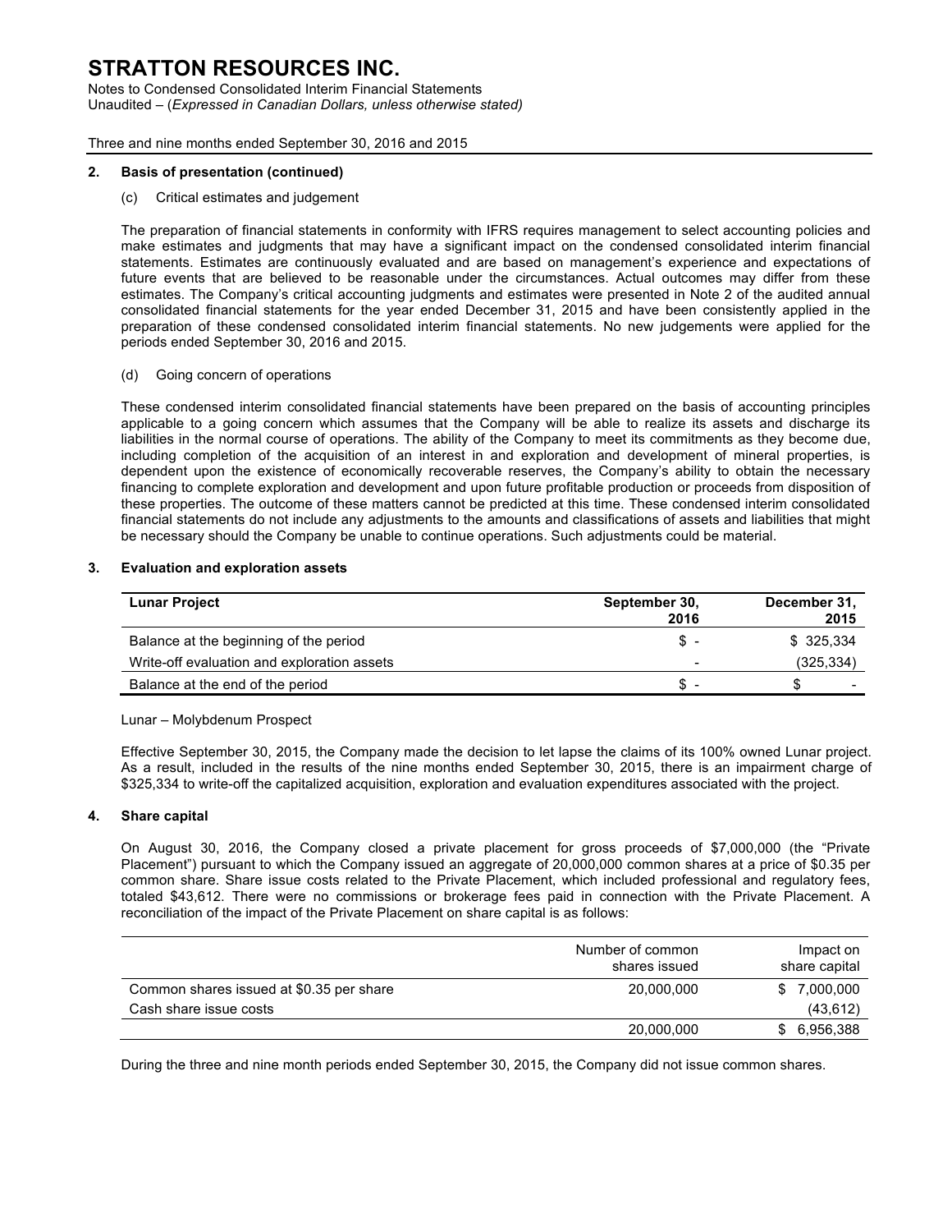## 2. Basis of presentation (continued)

(c) Critical estimates and judgement

The preparation of financial statements in conformity with IFRS requires management to select accounting policies and make estimates and judgments that may have a significant impact on the condensed consolidated interim financial statements. Estimates are continuously evaluated and are based on management's experience and expectations of future events that are believed to be reasonable under the circumstances. Actual outcomes may differ from these estimates. The Company's critical accounting judgments and estimates were presented in Note 2 of the audited annual consolidated financial statements for the year ended December 31, 2015 and have been consistently applied in the preparation of these condensed consolidated interim financial statements. No new judgements were applied for the periods ended September 30, 2016 and 2015.

(d) Going concern of operations

These condensed interim consolidated financial statements have been prepared on the basis of accounting principles applicable to a going concern which assumes that the Company will be able to realize its assets and discharge its liabilities in the normal course of operations. The ability of the Company to meet its commitments as they become due, including completion of the acquisition of an interest in and exploration and development of mineral properties, is dependent upon the existence of economically recoverable reserves, the Company's ability to obtain the necessary financing to complete exploration and development and upon future profitable production or proceeds from disposition of these properties. The outcome of these matters cannot be predicted at this time. These condensed interim consolidated financial statements do not include any adjustments to the amounts and classifications of assets and liabilities that might be necessary should the Company be unable to continue operations. Such adjustments could be material.

## 3. Evaluation and exploration assets

| Lunar Project | September 30, 2016 | December 31, 2015 |
|---|---|---|
| Balance at the beginning of the period | $ - | $ 325,334 |
| Write-off evaluation and exploration assets | - | (325,334) |
| Balance at the end of the period | $ - | $ - |

Lunar – Molybdenum Prospect

Effective September 30, 2015, the Company made the decision to let lapse the claims of its 100% owned Lunar project. As a result, included in the results of the nine months ended September 30, 2015, there is an impairment charge of $325,334 to write-off the capitalized acquisition, exploration and evaluation expenditures associated with the project.

## 4. Share capital

On August 30, 2016, the Company closed a private placement for gross proceeds of $7,000,000 (the "Private Placement") pursuant to which the Company issued an aggregate of 20,000,000 common shares at a price of $0.35 per common share. Share issue costs related to the Private Placement, which included professional and regulatory fees, totaled $43,612. There were no commissions or brokerage fees paid in connection with the Private Placement. A reconciliation of the impact of the Private Placement on share capital is as follows:

| | Number of common shares issued | Impact on share capital |
|---|---|---|
| Common shares issued at $0.35 per share | 20,000,000 | $ 7,000,000 |
| Cash share issue costs | | (43,612) |
| | 20,000,000 | $ 6,956,388 |

During the three and nine month periods ended September 30, 2015, the Company did not issue common shares.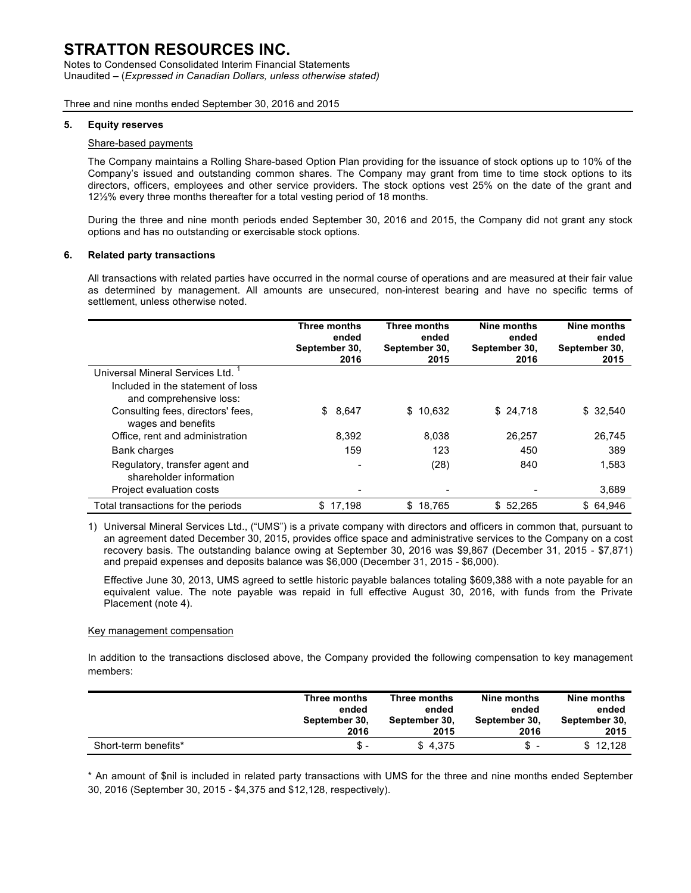# STRATTON RESOURCES INC.

Notes to Condensed Consolidated Interim Financial Statements
Unaudited – (*Expressed in Canadian Dollars, unless otherwise stated)*

Three and nine months ended September 30, 2016 and 2015

## 5. Equity reserves

Share-based payments

The Company maintains a Rolling Share-based Option Plan providing for the issuance of stock options up to 10% of the Company's issued and outstanding common shares. The Company may grant from time to time stock options to its directors, officers, employees and other service providers. The stock options vest 25% on the date of the grant and 12½% every three months thereafter for a total vesting period of 18 months.

During the three and nine month periods ended September 30, 2016 and 2015, the Company did not grant any stock options and has no outstanding or exercisable stock options.

## 6. Related party transactions

All transactions with related parties have occurred in the normal course of operations and are measured at their fair value as determined by management. All amounts are unsecured, non-interest bearing and have no specific terms of settlement, unless otherwise noted.

| | Three months ended September 30, 2016 | Three months ended September 30, 2015 | Nine months ended September 30, 2016 | Nine months ended September 30, 2015 |
|---|---|---|---|---|
| Universal Mineral Services Ltd. [1] | | | | |
| Included in the statement of loss and comprehensive loss: | | | | |
| Consulting fees, directors' fees, wages and benefits | $ 8,647 | $ 10,632 | $ 24,718 | $ 32,540 |
| Office, rent and administration | 8,392 | 8,038 | 26,257 | 26,745 |
| Bank charges | 159 | 123 | 450 | 389 |
| Regulatory, transfer agent and shareholder information | - | (28) | 840 | 1,583 |
| Project evaluation costs | - | - | - | 3,689 |
| Total transactions for the periods | $ 17,198 | $ 18,765 | $ 52,265 | $ 64,946 |

1) Universal Mineral Services Ltd., ("UMS") is a private company with directors and officers in common that, pursuant to an agreement dated December 30, 2015, provides office space and administrative services to the Company on a cost recovery basis. The outstanding balance owing at September 30, 2016 was $9,867 (December 31, 2015 - $7,871) and prepaid expenses and deposits balance was $6,000 (December 31, 2015 - $6,000).

Effective June 30, 2013, UMS agreed to settle historic payable balances totaling $609,388 with a note payable for an equivalent value. The note payable was repaid in full effective August 30, 2016, with funds from the Private Placement (note 4).

Key management compensation

In addition to the transactions disclosed above, the Company provided the following compensation to key management members:

| | Three months ended September 30, 2016 | Three months ended September 30, 2015 | Nine months ended September 30, 2016 | Nine months ended September 30, 2015 |
|---|---|---|---|---|
| Short-term benefits* | $ - | $ 4,375 | $ - | $ 12,128 |

* An amount of $nil is included in related party transactions with UMS for the three and nine months ended September 30, 2016 (September 30, 2015 - $4,375 and $12,128, respectively).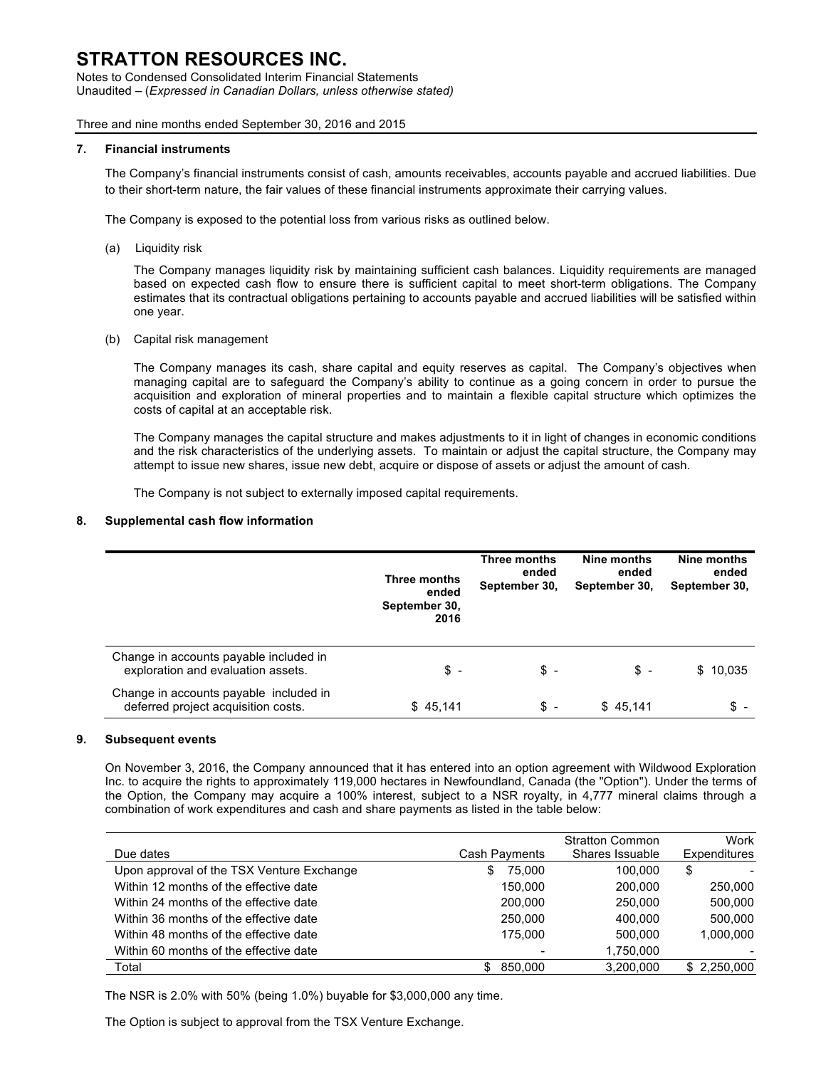# STRATTON RESOURCES INC.

Notes to Condensed Consolidated Interim Financial Statements
Unaudited – (*Expressed in Canadian Dollars, unless otherwise stated)*

Three and nine months ended September 30, 2016 and 2015

## 7. Financial instruments

The Company's financial instruments consist of cash, amounts receivables, accounts payable and accrued liabilities. Due to their short-term nature, the fair values of these financial instruments approximate their carrying values.

The Company is exposed to the potential loss from various risks as outlined below.

(a) Liquidity risk

The Company manages liquidity risk by maintaining sufficient cash balances. Liquidity requirements are managed based on expected cash flow to ensure there is sufficient capital to meet short-term obligations. The Company estimates that its contractual obligations pertaining to accounts payable and accrued liabilities will be satisfied within one year.

(b) Capital risk management

The Company manages its cash, share capital and equity reserves as capital. The Company's objectives when managing capital are to safeguard the Company's ability to continue as a going concern in order to pursue the acquisition and exploration of mineral properties and to maintain a flexible capital structure which optimizes the costs of capital at an acceptable risk.

The Company manages the capital structure and makes adjustments to it in light of changes in economic conditions and the risk characteristics of the underlying assets. To maintain or adjust the capital structure, the Company may attempt to issue new shares, issue new debt, acquire or dispose of assets or adjust the amount of cash.

The Company is not subject to externally imposed capital requirements.

## 8. Supplemental cash flow information

| | Three months ended September 30, 2016 | Three months ended September 30, | Nine months ended September 30, | Nine months ended September 30, |
|---|---|---|---|---|
| Change in accounts payable included in exploration and evaluation assets. | $ - | $ - | $ - | $ 10,035 |
| Change in accounts payable included in deferred project acquisition costs. | $ 45,141 | $ - | $ 45,141 | $ - |

## 9. Subsequent events

On November 3, 2016, the Company announced that it has entered into an option agreement with Wildwood Exploration Inc. to acquire the rights to approximately 119,000 hectares in Newfoundland, Canada (the "Option"). Under the terms of the Option, the Company may acquire a 100% interest, subject to a NSR royalty, in 4,777 mineral claims through a combination of work expenditures and cash and share payments as listed in the table below:

| Due dates | Cash Payments | Stratton Common Shares Issuable | Work Expenditures |
|---|---|---|---|
| Upon approval of the TSX Venture Exchange | $ 75,000 | 100,000 | $ - |
| Within 12 months of the effective date | 150,000 | 200,000 | 250,000 |
| Within 24 months of the effective date | 200,000 | 250,000 | 500,000 |
| Within 36 months of the effective date | 250,000 | 400,000 | 500,000 |
| Within 48 months of the effective date | 175,000 | 500,000 | 1,000,000 |
| Within 60 months of the effective date | - | 1,750,000 | - |
| Total | $ 850,000 | 3,200,000 | $ 2,250,000 |

The NSR is 2.0% with 50% (being 1.0%) buyable for $3,000,000 any time.

The Option is subject to approval from the TSX Venture Exchange.